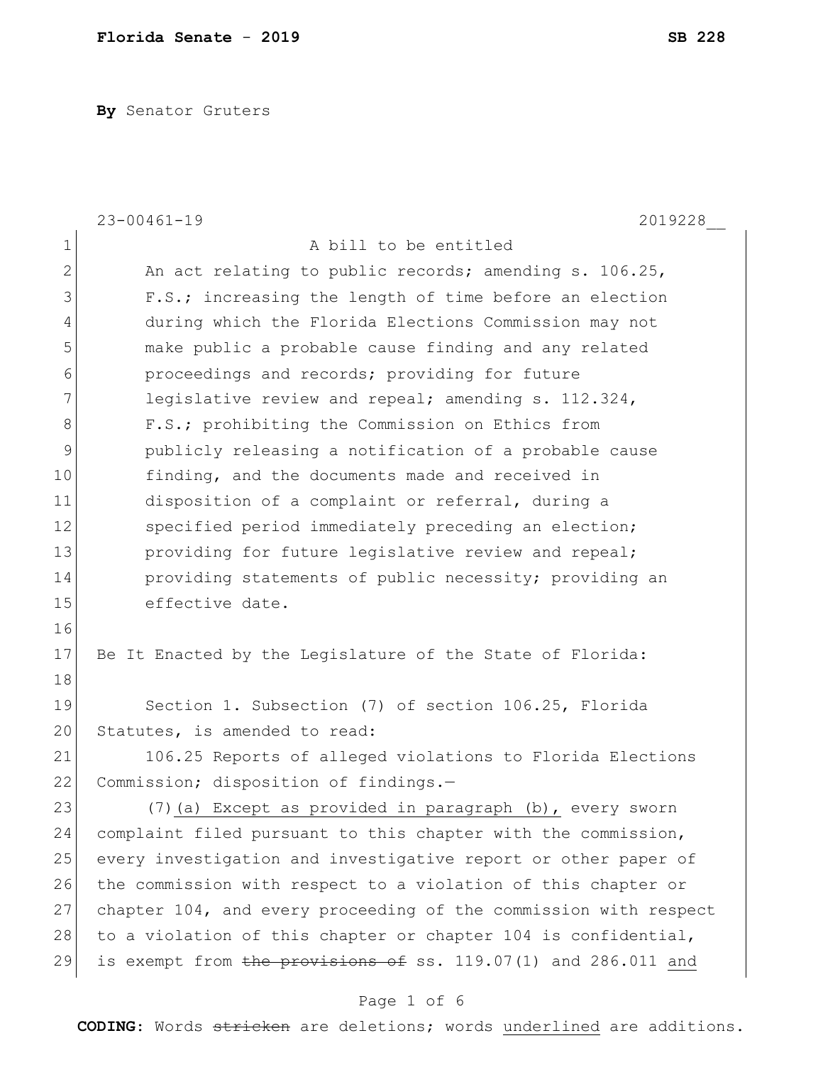**By** Senator Gruters

23-00461-19 2019228__

A bill to be entitled

An act relating to public records; amending s. 106.25, F.S.; increasing the length of time before an election during which the Florida Elections Commission may not make public a probable cause finding and any related proceedings and records; providing for future legislative review and repeal; amending s. 112.324, F.S.; prohibiting the Commission on Ethics from publicly releasing a notification of a probable cause finding, and the documents made and received in disposition of a complaint or referral, during a specified period immediately preceding an election; providing for future legislative review and repeal; providing statements of public necessity; providing an effective date.

Be It Enacted by the Legislature of the State of Florida:

Section 1. Subsection (7) of section 106.25, Florida Statutes, is amended to read:

106.25 Reports of alleged violations to Florida Elections Commission; disposition of findings.—

(7) <u>(a) Except as provided in paragraph (b),</u> every sworn complaint filed pursuant to this chapter with the commission, every investigation and investigative report or other paper of the commission with respect to a violation of this chapter or chapter 104, and every proceeding of the commission with respect to a violation of this chapter or chapter 104 is confidential, is exempt from ~~the provisions of~~ ss. 119.07(1) and 286.011 <u>and</u>

**CODING:** Words ~~stricken~~ are deletions; words <u>underlined</u> are additions.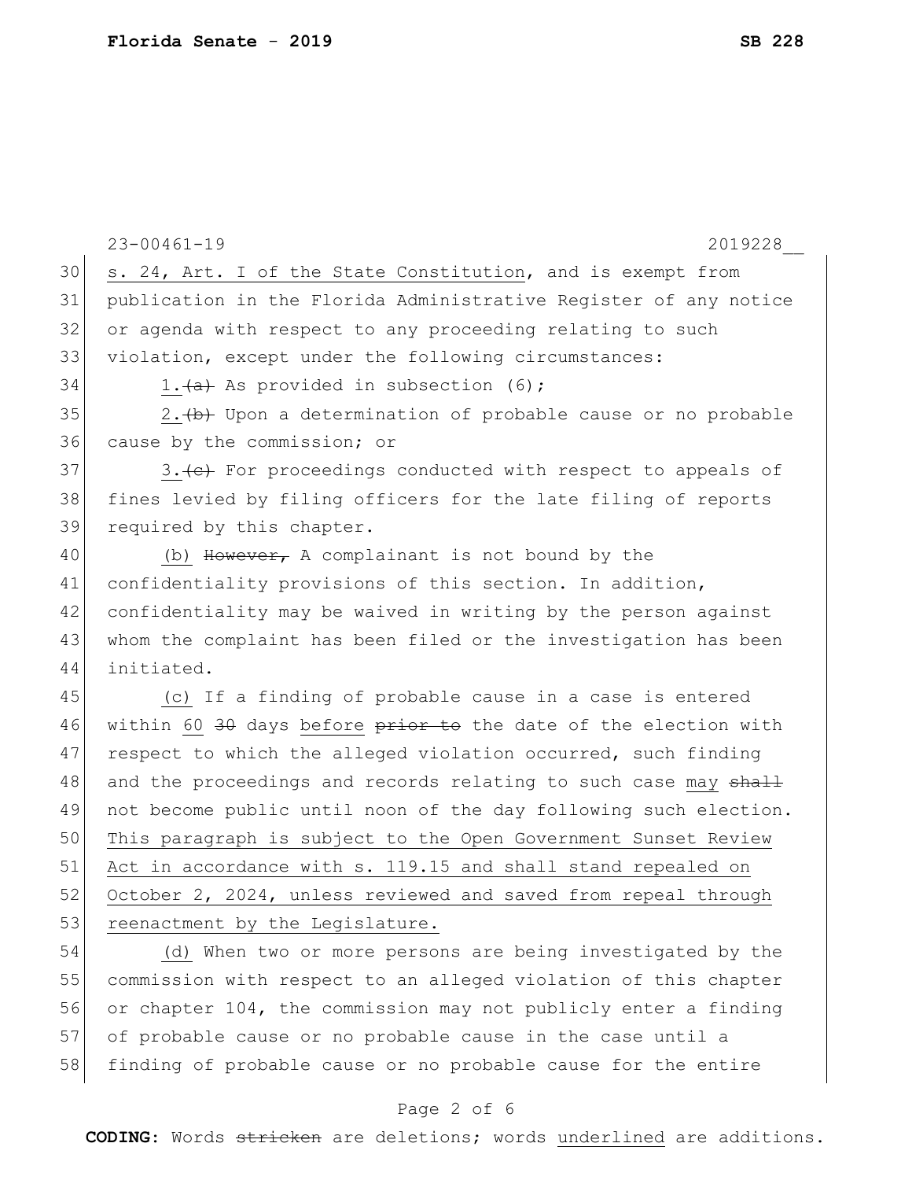s. 24, Art. I of the State Constitution, and is exempt from publication in the Florida Administrative Register of any notice or agenda with respect to any proceeding relating to such violation, except under the following circumstances:

<u>1.</u>~~(a)~~ As provided in subsection (6);

<u>2.</u>~~(b)~~ Upon a determination of probable cause or no probable cause by the commission; or

<u>3.</u>~~(c)~~ For proceedings conducted with respect to appeals of fines levied by filing officers for the late filing of reports required by this chapter.

<u>(b)</u> ~~However,~~ A complainant is not bound by the confidentiality provisions of this section. In addition, confidentiality may be waived in writing by the person against whom the complaint has been filed or the investigation has been initiated.

<u>(c)</u> If a finding of probable cause in a case is entered within <u>60</u> ~~30~~ days <u>before</u> ~~prior to~~ the date of the election with respect to which the alleged violation occurred, such finding and the proceedings and records relating to such case <u>may</u> ~~shall~~ not become public until noon of the day following such election. <u>This paragraph is subject to the Open Government Sunset Review Act in accordance with s. 119.15 and shall stand repealed on October 2, 2024, unless reviewed and saved from repeal through reenactment by the Legislature.</u>

<u>(d)</u> When two or more persons are being investigated by the commission with respect to an alleged violation of this chapter or chapter 104, the commission may not publicly enter a finding of probable cause or no probable cause in the case until a finding of probable cause or no probable cause for the entire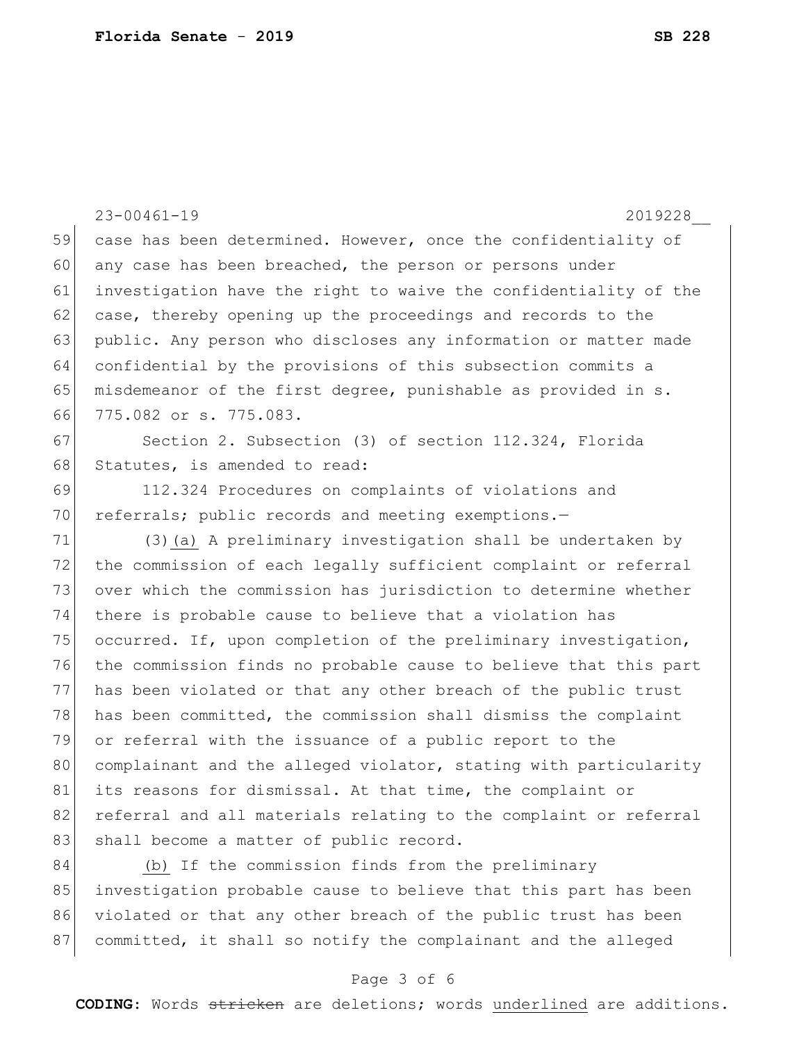23-00461-19 2019228__

case has been determined. However, once the confidentiality of any case has been breached, the person or persons under investigation have the right to waive the confidentiality of the case, thereby opening up the proceedings and records to the public. Any person who discloses any information or matter made confidential by the provisions of this subsection commits a misdemeanor of the first degree, punishable as provided in s. 775.082 or s. 775.083.

Section 2. Subsection (3) of section 112.324, Florida Statutes, is amended to read:

112.324 Procedures on complaints of violations and referrals; public records and meeting exemptions.—

(3)<u>(a)</u> A preliminary investigation shall be undertaken by the commission of each legally sufficient complaint or referral over which the commission has jurisdiction to determine whether there is probable cause to believe that a violation has occurred. If, upon completion of the preliminary investigation, the commission finds no probable cause to believe that this part has been violated or that any other breach of the public trust has been committed, the commission shall dismiss the complaint or referral with the issuance of a public report to the complainant and the alleged violator, stating with particularity its reasons for dismissal. At that time, the complaint or referral and all materials relating to the complaint or referral shall become a matter of public record.

<u>(b)</u> If the commission finds from the preliminary investigation probable cause to believe that this part has been violated or that any other breach of the public trust has been committed, it shall so notify the complainant and the alleged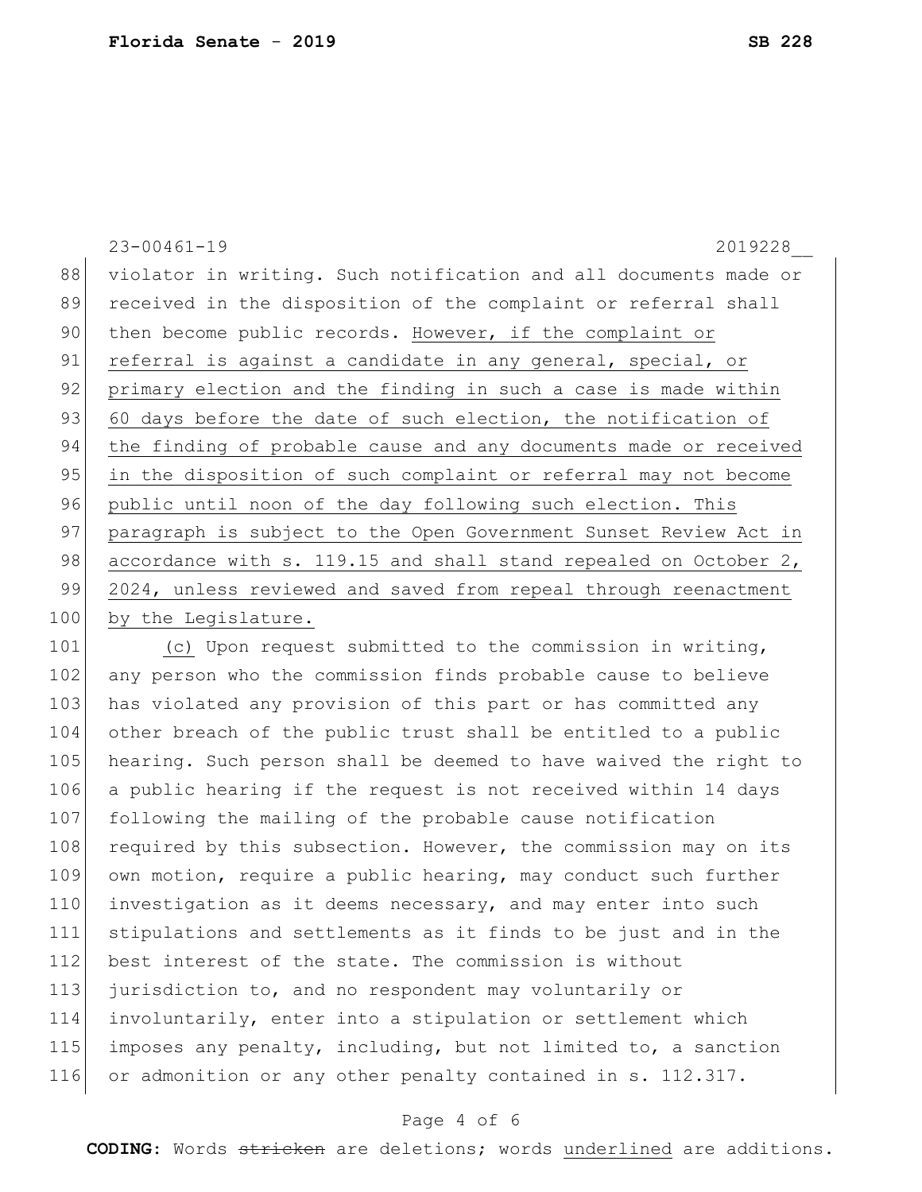violator in writing. Such notification and all documents made or received in the disposition of the complaint or referral shall then become public records. <u>However, if the complaint or referral is against a candidate in any general, special, or primary election and the finding in such a case is made within 60 days before the date of such election, the notification of the finding of probable cause and any documents made or received in the disposition of such complaint or referral may not become public until noon of the day following such election. This paragraph is subject to the Open Government Sunset Review Act in accordance with s. 119.15 and shall stand repealed on October 2, 2024, unless reviewed and saved from repeal through reenactment by the Legislature.</u>

<u>(c)</u> Upon request submitted to the commission in writing, any person who the commission finds probable cause to believe has violated any provision of this part or has committed any other breach of the public trust shall be entitled to a public hearing. Such person shall be deemed to have waived the right to a public hearing if the request is not received within 14 days following the mailing of the probable cause notification required by this subsection. However, the commission may on its own motion, require a public hearing, may conduct such further investigation as it deems necessary, and may enter into such stipulations and settlements as it finds to be just and in the best interest of the state. The commission is without jurisdiction to, and no respondent may voluntarily or involuntarily, enter into a stipulation or settlement which imposes any penalty, including, but not limited to, a sanction or admonition or any other penalty contained in s. 112.317.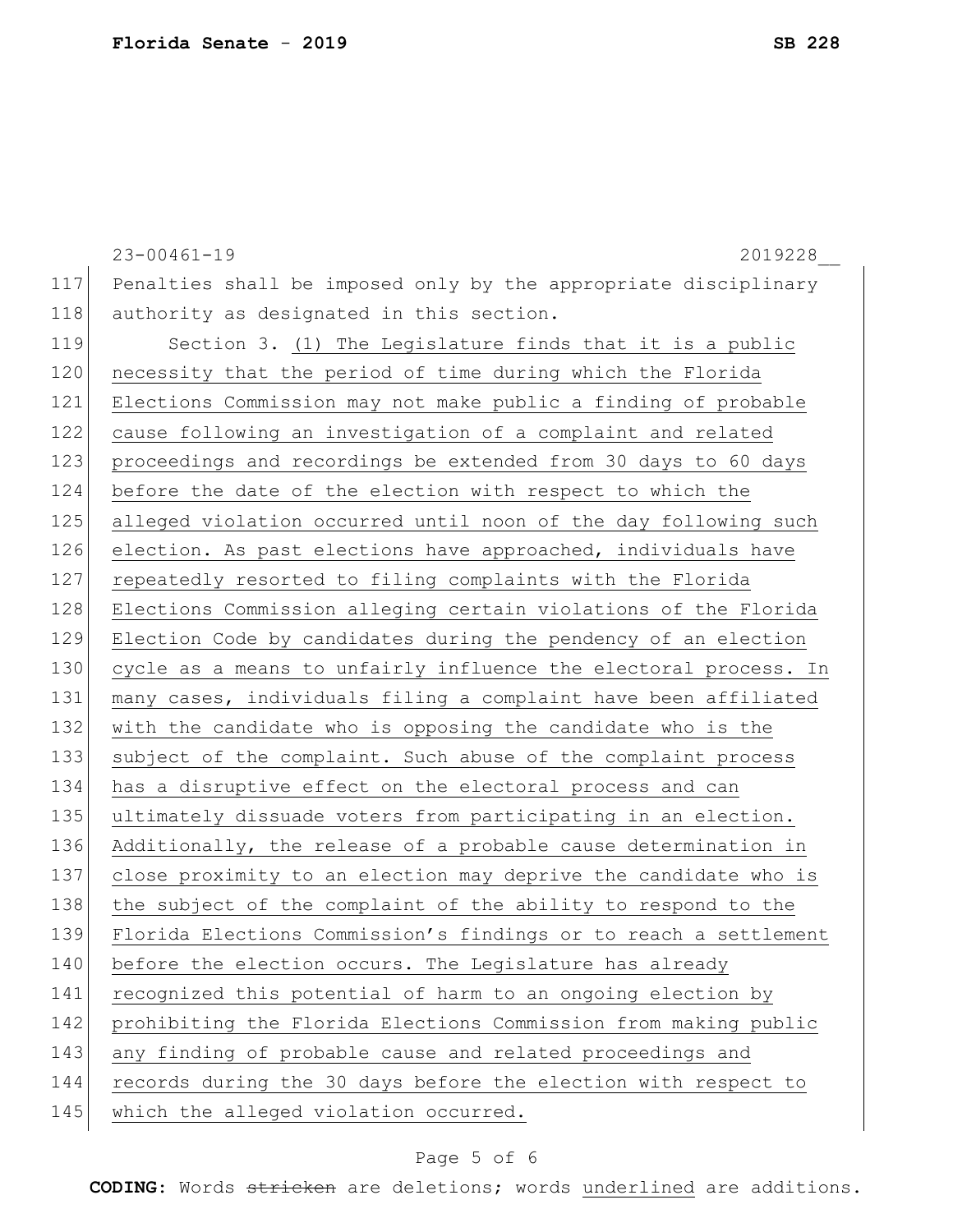Penalties shall be imposed only by the appropriate disciplinary authority as designated in this section.

Section 3. <u>(1) The Legislature finds that it is a public necessity that the period of time during which the Florida Elections Commission may not make public a finding of probable cause following an investigation of a complaint and related proceedings and recordings be extended from 30 days to 60 days before the date of the election with respect to which the alleged violation occurred until noon of the day following such election. As past elections have approached, individuals have repeatedly resorted to filing complaints with the Florida Elections Commission alleging certain violations of the Florida Election Code by candidates during the pendency of an election cycle as a means to unfairly influence the electoral process. In many cases, individuals filing a complaint have been affiliated with the candidate who is opposing the candidate who is the subject of the complaint. Such abuse of the complaint process has a disruptive effect on the electoral process and can ultimately dissuade voters from participating in an election. Additionally, the release of a probable cause determination in close proximity to an election may deprive the candidate who is the subject of the complaint of the ability to respond to the Florida Elections Commission's findings or to reach a settlement before the election occurs. The Legislature has already recognized this potential of harm to an ongoing election by prohibiting the Florida Elections Commission from making public any finding of probable cause and related proceedings and records during the 30 days before the election with respect to which the alleged violation occurred.</u>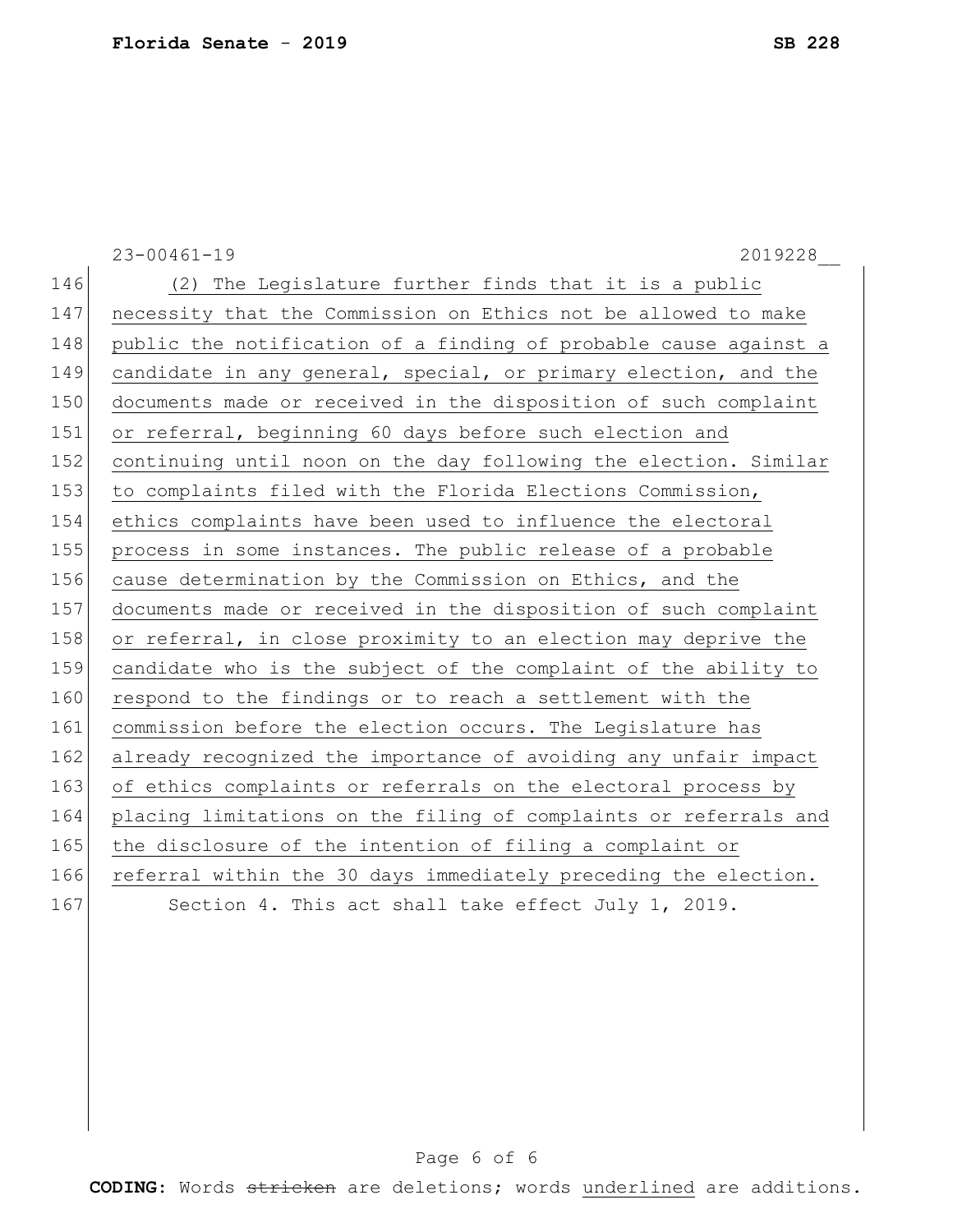23-00461-19 2019228__

146 <u>(2) The Legislature further finds that it is a public</u>
147 <u>necessity that the Commission on Ethics not be allowed to make</u>
148 <u>public the notification of a finding of probable cause against a</u>
149 <u>candidate in any general, special, or primary election, and the</u>
150 <u>documents made or received in the disposition of such complaint</u>
151 <u>or referral, beginning 60 days before such election and</u>
152 <u>continuing until noon on the day following the election. Similar</u>
153 <u>to complaints filed with the Florida Elections Commission,</u>
154 <u>ethics complaints have been used to influence the electoral</u>
155 <u>process in some instances. The public release of a probable</u>
156 <u>cause determination by the Commission on Ethics, and the</u>
157 <u>documents made or received in the disposition of such complaint</u>
158 <u>or referral, in close proximity to an election may deprive the</u>
159 <u>candidate who is the subject of the complaint of the ability to</u>
160 <u>respond to the findings or to reach a settlement with the</u>
161 <u>commission before the election occurs. The Legislature has</u>
162 <u>already recognized the importance of avoiding any unfair impact</u>
163 <u>of ethics complaints or referrals on the electoral process by</u>
164 <u>placing limitations on the filing of complaints or referrals and</u>
165 <u>the disclosure of the intention of filing a complaint or</u>
166 <u>referral within the 30 days immediately preceding the election.</u>
167 Section 4. This act shall take effect July 1, 2019.

**CODING:** Words ~~stricken~~ are deletions; words <u>underlined</u> are additions.